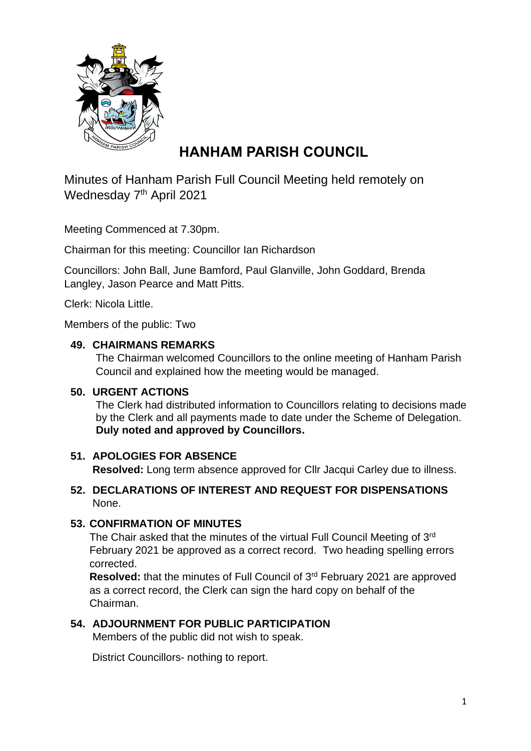# HANHAM PARISH COUNCIL

Minutes of Hanham Parish Full Council Meeting held remotely on Wednesday 7th April 2021

Meeting Commenced at 7.30pm.

Chairman for this meeting: Councillor Ian Richardson

Councillors: John Ball, June Bamford, Paul Glanville, John Goddard, Brenda Langley, Jason Pearce and Matt Pitts.

Clerk: Nicola Little.

Members of the public: Two

## 49. CHAIRMANS REMARKS

The Chairman welcomed Councillors to the online meeting of Hanham Parish Council and explained how the meeting would be managed.

## 50. URGENT ACTIONS

The Clerk had distributed information to Councillors relating to decisions made by the Clerk and all payments made to date under the Scheme of Delegation. **Duly noted and approved by Councillors.**

## 51. APOLOGIES FOR ABSENCE

**Resolved:** Long term absence approved for Cllr Jacqui Carley due to illness.

## 52. DECLARATIONS OF INTEREST AND REQUEST FOR DISPENSATIONS

None.

## 53. CONFIRMATION OF MINUTES

The Chair asked that the minutes of the virtual Full Council Meeting of 3rd February 2021 be approved as a correct record. Two heading spelling errors corrected.

**Resolved:** that the minutes of Full Council of 3rd February 2021 are approved as a correct record, the Clerk can sign the hard copy on behalf of the Chairman.

## 54. ADJOURNMENT FOR PUBLIC PARTICIPATION

Members of the public did not wish to speak.

District Councillors- nothing to report.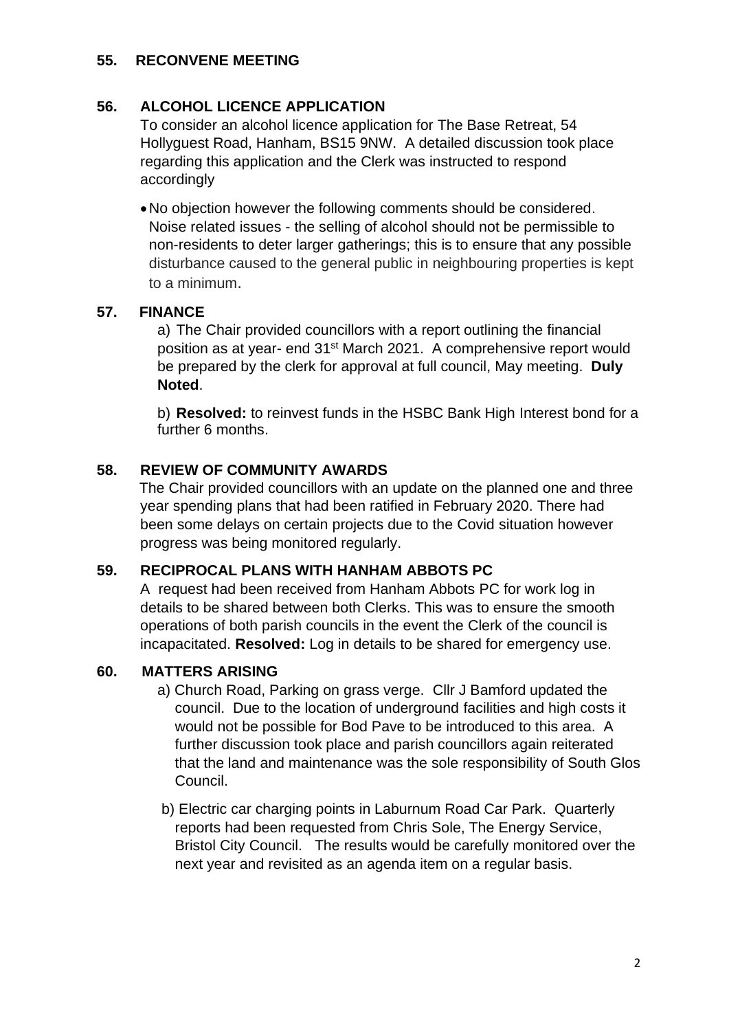## 55. RECONVENE MEETING

## 56. ALCOHOL LICENCE APPLICATION

To consider an alcohol licence application for The Base Retreat, 54 Hollyguest Road, Hanham, BS15 9NW. A detailed discussion took place regarding this application and the Clerk was instructed to respond accordingly

- No objection however the following comments should be considered. Noise related issues - the selling of alcohol should not be permissible to non-residents to deter larger gatherings; this is to ensure that any possible disturbance caused to the general public in neighbouring properties is kept to a minimum.

## 57. FINANCE

a) The Chair provided councillors with a report outlining the financial position as at year- end 31st March 2021. A comprehensive report would be prepared by the clerk for approval at full council, May meeting. **Duly Noted**.

b) **Resolved:** to reinvest funds in the HSBC Bank High Interest bond for a further 6 months.

## 58. REVIEW OF COMMUNITY AWARDS

The Chair provided councillors with an update on the planned one and three year spending plans that had been ratified in February 2020. There had been some delays on certain projects due to the Covid situation however progress was being monitored regularly.

## 59. RECIPROCAL PLANS WITH HANHAM ABBOTS PC

A request had been received from Hanham Abbots PC for work log in details to be shared between both Clerks. This was to ensure the smooth operations of both parish councils in the event the Clerk of the council is incapacitated. **Resolved:** Log in details to be shared for emergency use.

## 60. MATTERS ARISING

a) Church Road, Parking on grass verge. Cllr J Bamford updated the council. Due to the location of underground facilities and high costs it would not be possible for Bod Pave to be introduced to this area. A further discussion took place and parish councillors again reiterated that the land and maintenance was the sole responsibility of South Glos Council.

b) Electric car charging points in Laburnum Road Car Park. Quarterly reports had been requested from Chris Sole, The Energy Service, Bristol City Council. The results would be carefully monitored over the next year and revisited as an agenda item on a regular basis.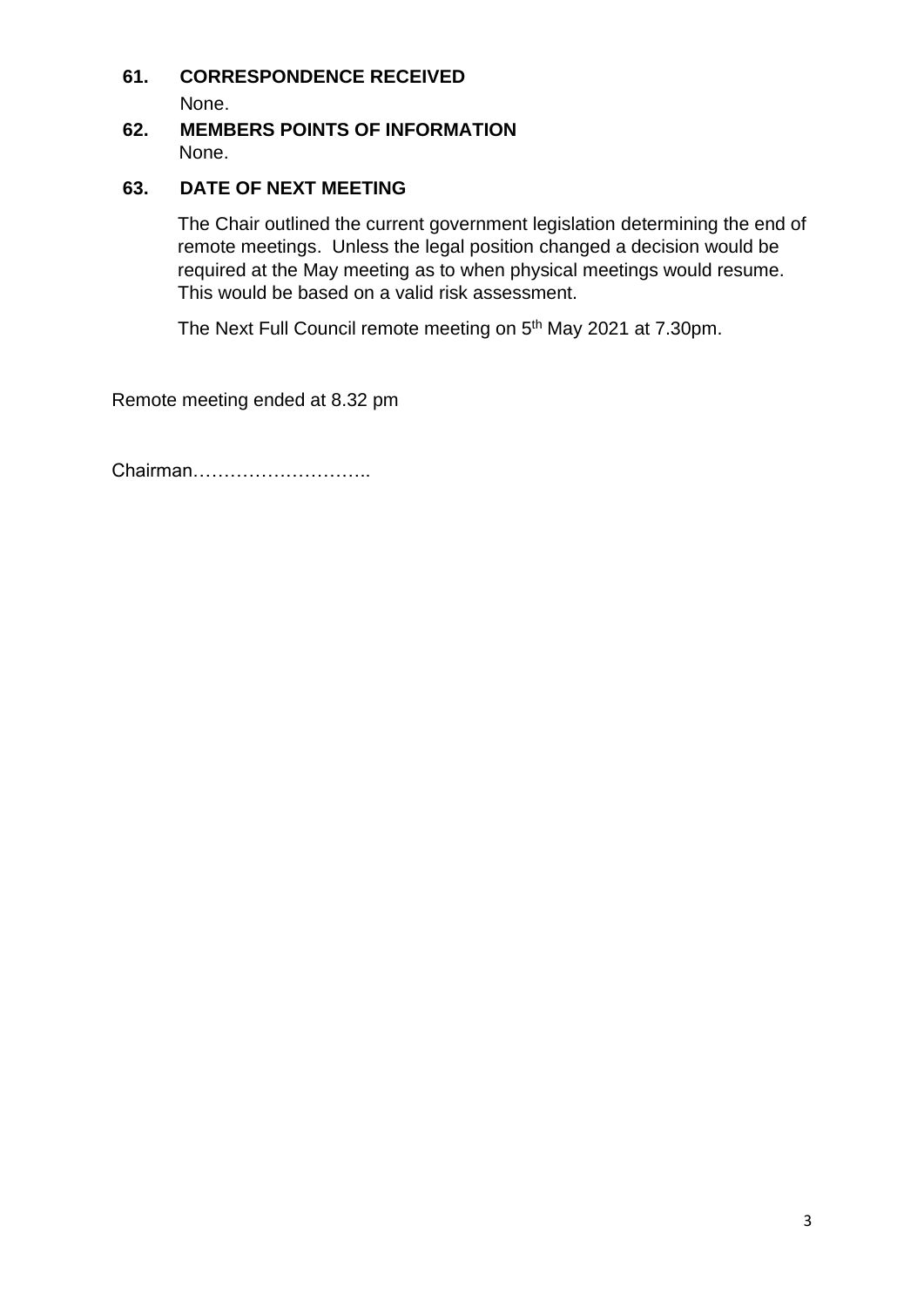**61. CORRESPONDENCE RECEIVED**

None.

**62. MEMBERS POINTS OF INFORMATION**

None.

**63. DATE OF NEXT MEETING**

The Chair outlined the current government legislation determining the end of remote meetings. Unless the legal position changed a decision would be required at the May meeting as to when physical meetings would resume. This would be based on a valid risk assessment.

The Next Full Council remote meeting on 5th May 2021 at 7.30pm.

Remote meeting ended at 8.32 pm

Chairman………………………..